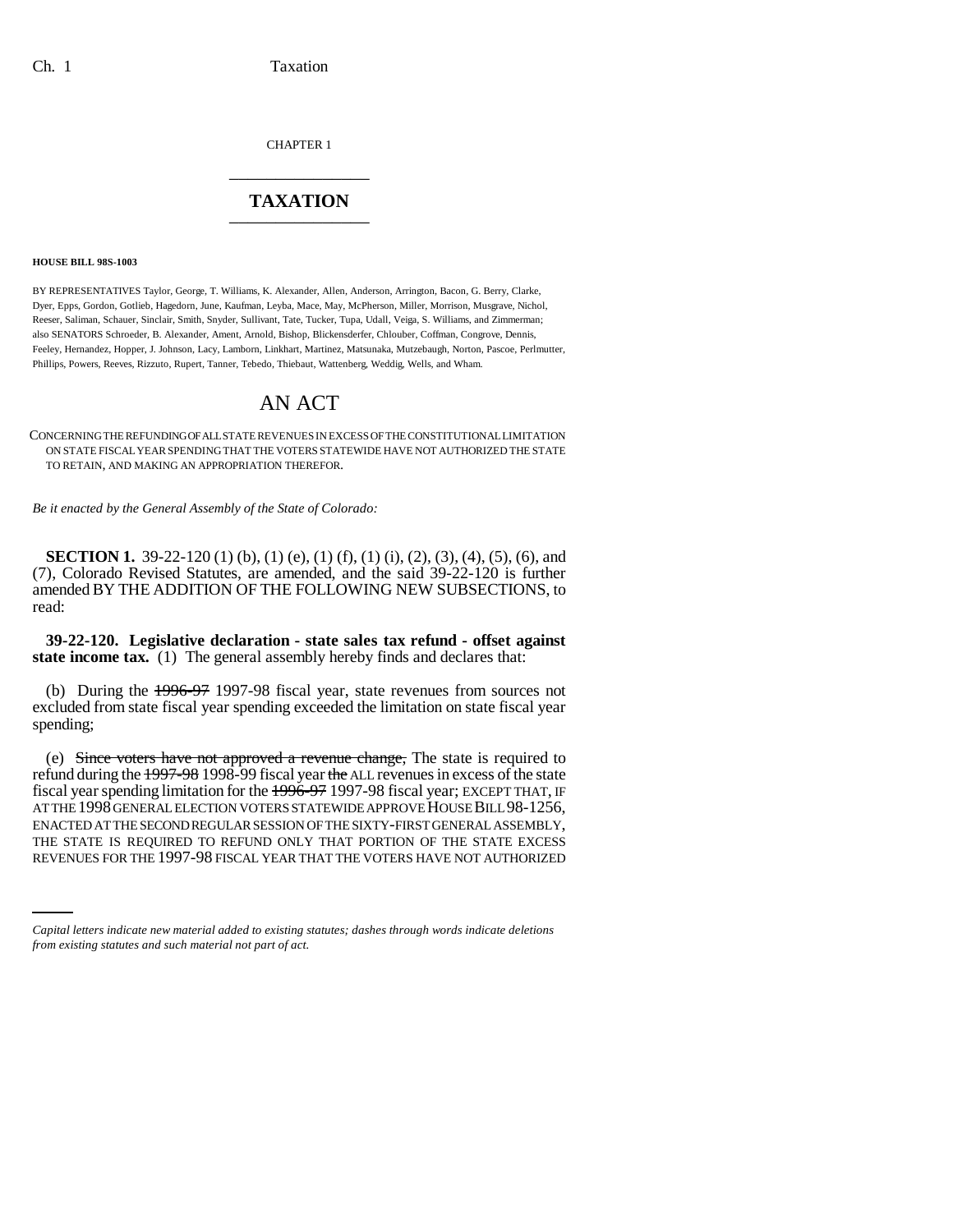CHAPTER 1

# TAXATION

**HOUSE BILL 98S-1003**

BY REPRESENTATIVES Taylor, George, T. Williams, K. Alexander, Allen, Anderson, Arrington, Bacon, G. Berry, Clarke, Dyer, Epps, Gordon, Gotlieb, Hagedorn, June, Kaufman, Leyba, Mace, May, McPherson, Miller, Morrison, Musgrave, Nichol, Reeser, Saliman, Schauer, Sinclair, Smith, Snyder, Sullivant, Tate, Tucker, Tupa, Udall, Veiga, S. Williams, and Zimmerman; also SENATORS Schroeder, B. Alexander, Ament, Arnold, Bishop, Blickensderfer, Chlouber, Coffman, Congrove, Dennis, Feeley, Hernandez, Hopper, J. Johnson, Lacy, Lamborn, Linkhart, Martinez, Matsunaka, Mutzebaugh, Norton, Pascoe, Perlmutter, Phillips, Powers, Reeves, Rizzuto, Rupert, Tanner, Tebedo, Thiebaut, Wattenberg, Weddig, Wells, and Wham.

## AN ACT

CONCERNING THE REFUNDING OF ALL STATE REVENUES IN EXCESS OF THE CONSTITUTIONAL LIMITATION ON STATE FISCAL YEAR SPENDING THAT THE VOTERS STATEWIDE HAVE NOT AUTHORIZED THE STATE TO RETAIN, AND MAKING AN APPROPRIATION THEREFOR.

*Be it enacted by the General Assembly of the State of Colorado:*

**SECTION 1.** 39-22-120 (1) (b), (1) (e), (1) (f), (1) (i), (2), (3), (4), (5), (6), and (7), Colorado Revised Statutes, are amended, and the said 39-22-120 is further amended BY THE ADDITION OF THE FOLLOWING NEW SUBSECTIONS, to read:

**39-22-120. Legislative declaration - state sales tax refund - offset against state income tax.** (1) The general assembly hereby finds and declares that:

(b) During the ~~1996-97~~ 1997-98 fiscal year, state revenues from sources not excluded from state fiscal year spending exceeded the limitation on state fiscal year spending;

(e) ~~Since voters have not approved a revenue change,~~ The state is required to refund during the ~~1997-98~~ 1998-99 fiscal year ~~the~~ ALL revenues in excess of the state fiscal year spending limitation for the ~~1996-97~~ 1997-98 fiscal year; EXCEPT THAT, IF AT THE 1998 GENERAL ELECTION VOTERS STATEWIDE APPROVE HOUSE BILL 98-1256, ENACTED AT THE SECOND REGULAR SESSION OF THE SIXTY-FIRST GENERAL ASSEMBLY, THE STATE IS REQUIRED TO REFUND ONLY THAT PORTION OF THE STATE EXCESS REVENUES FOR THE 1997-98 FISCAL YEAR THAT THE VOTERS HAVE NOT AUTHORIZED

*Capital letters indicate new material added to existing statutes; dashes through words indicate deletions from existing statutes and such material not part of act.*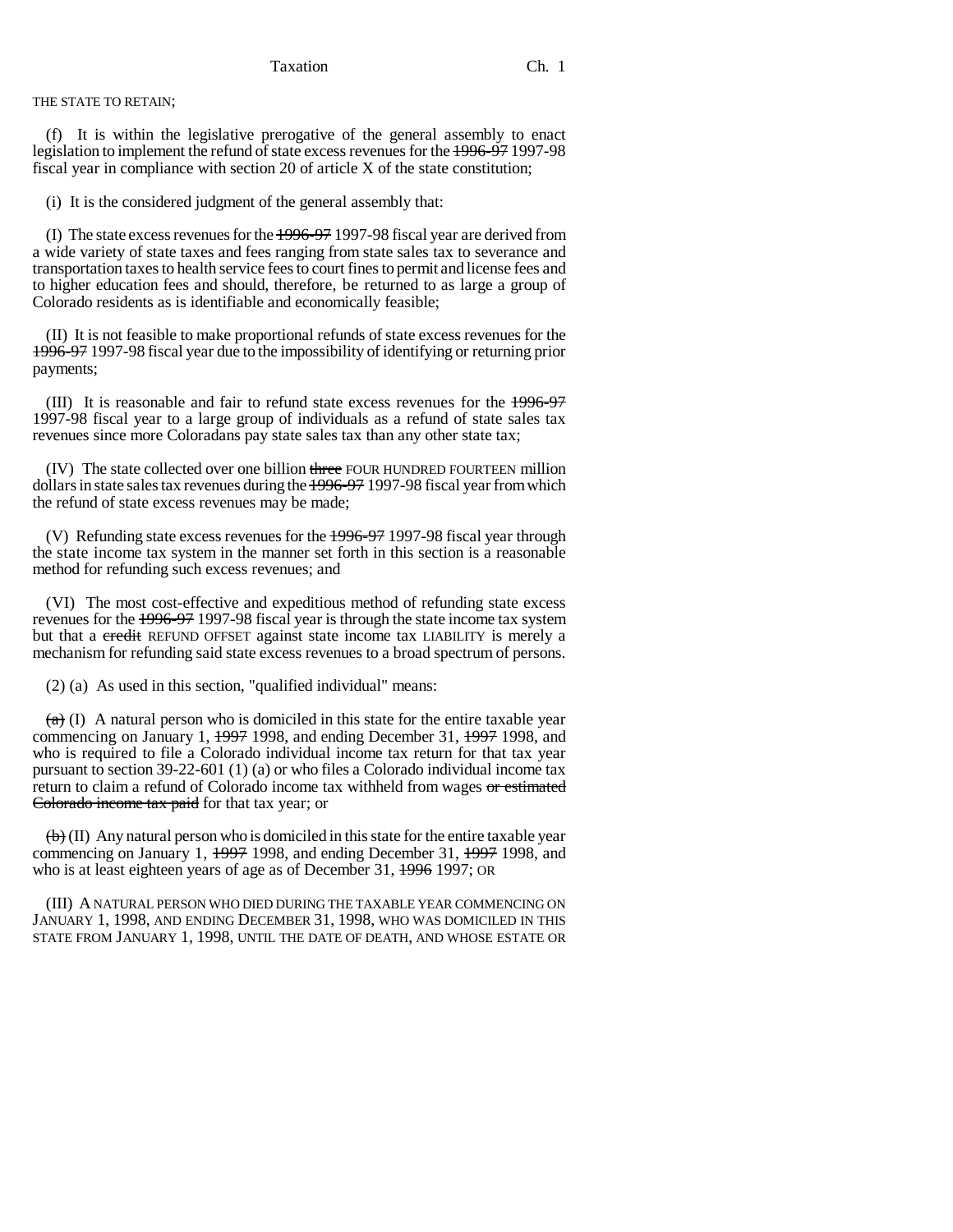THE STATE TO RETAIN;

(f) It is within the legislative prerogative of the general assembly to enact legislation to implement the refund of state excess revenues for the ~~1996-97~~ 1997-98 fiscal year in compliance with section 20 of article X of the state constitution;

(i) It is the considered judgment of the general assembly that:

(I) The state excess revenues for the ~~1996-97~~ 1997-98 fiscal year are derived from a wide variety of state taxes and fees ranging from state sales tax to severance and transportation taxes to health service fees to court fines to permit and license fees and to higher education fees and should, therefore, be returned to as large a group of Colorado residents as is identifiable and economically feasible;

(II) It is not feasible to make proportional refunds of state excess revenues for the ~~1996-97~~ 1997-98 fiscal year due to the impossibility of identifying or returning prior payments;

(III) It is reasonable and fair to refund state excess revenues for the ~~1996-97~~ 1997-98 fiscal year to a large group of individuals as a refund of state sales tax revenues since more Coloradans pay state sales tax than any other state tax;

(IV) The state collected over one billion ~~three~~ FOUR HUNDRED FOURTEEN million dollars in state sales tax revenues during the ~~1996-97~~ 1997-98 fiscal year from which the refund of state excess revenues may be made;

(V) Refunding state excess revenues for the ~~1996-97~~ 1997-98 fiscal year through the state income tax system in the manner set forth in this section is a reasonable method for refunding such excess revenues; and

(VI) The most cost-effective and expeditious method of refunding state excess revenues for the ~~1996-97~~ 1997-98 fiscal year is through the state income tax system but that a ~~credit~~ REFUND OFFSET against state income tax LIABILITY is merely a mechanism for refunding said state excess revenues to a broad spectrum of persons.

(2) (a) As used in this section, "qualified individual" means:

~~(a)~~ (I) A natural person who is domiciled in this state for the entire taxable year commencing on January 1, ~~1997~~ 1998, and ending December 31, ~~1997~~ 1998, and who is required to file a Colorado individual income tax return for that tax year pursuant to section 39-22-601 (1) (a) or who files a Colorado individual income tax return to claim a refund of Colorado income tax withheld from wages ~~or estimated Colorado income tax paid~~ for that tax year; or

~~(b)~~ (II) Any natural person who is domiciled in this state for the entire taxable year commencing on January 1, ~~1997~~ 1998, and ending December 31, ~~1997~~ 1998, and who is at least eighteen years of age as of December 31, ~~1996~~ 1997; OR

(III) A NATURAL PERSON WHO DIED DURING THE TAXABLE YEAR COMMENCING ON JANUARY 1, 1998, AND ENDING DECEMBER 31, 1998, WHO WAS DOMICILED IN THIS STATE FROM JANUARY 1, 1998, UNTIL THE DATE OF DEATH, AND WHOSE ESTATE OR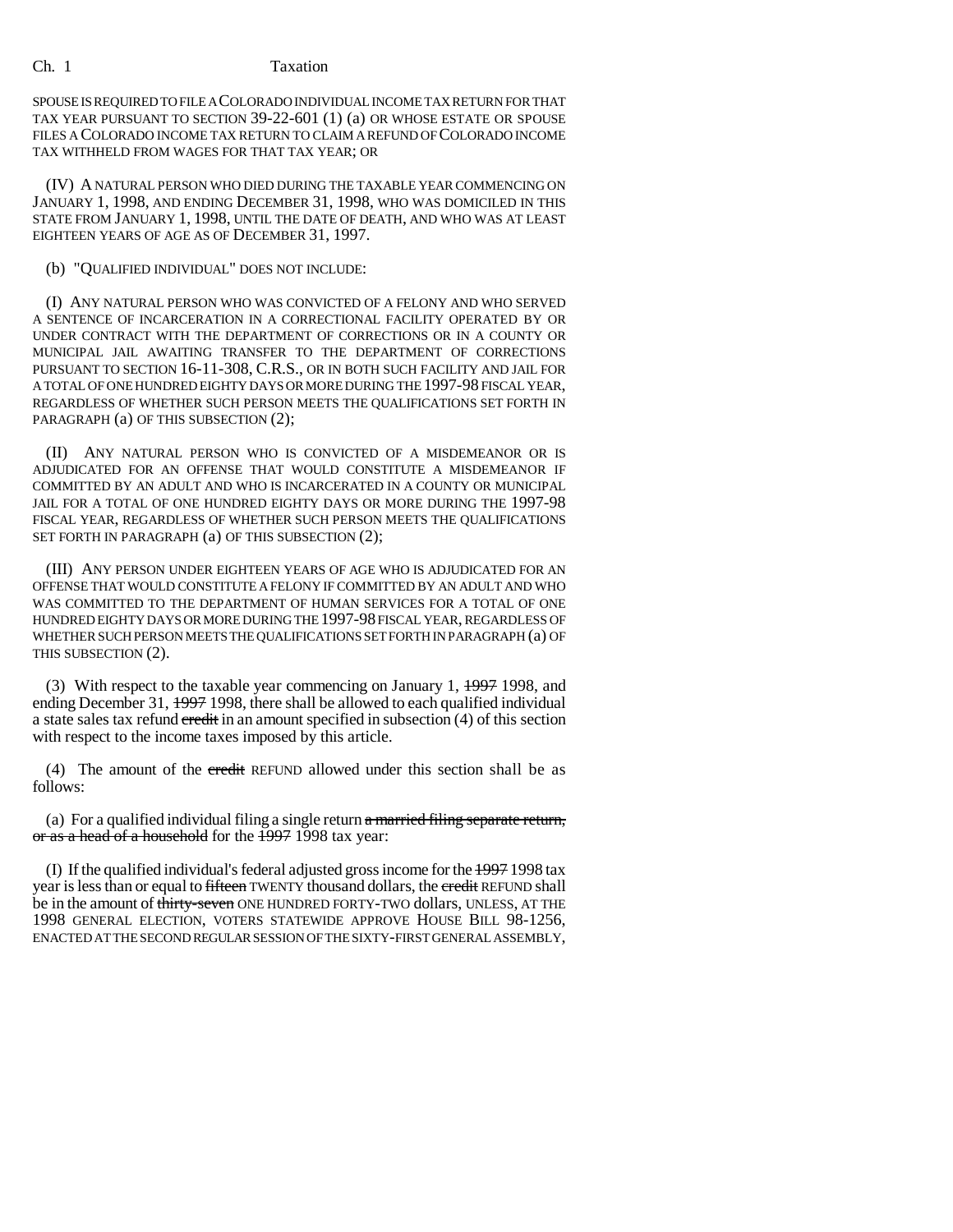SPOUSE IS REQUIRED TO FILE A COLORADO INDIVIDUAL INCOME TAX RETURN FOR THAT TAX YEAR PURSUANT TO SECTION 39-22-601 (1) (a) OR WHOSE ESTATE OR SPOUSE FILES A COLORADO INCOME TAX RETURN TO CLAIM A REFUND OF COLORADO INCOME TAX WITHHELD FROM WAGES FOR THAT TAX YEAR; OR

(IV) A NATURAL PERSON WHO DIED DURING THE TAXABLE YEAR COMMENCING ON JANUARY 1, 1998, AND ENDING DECEMBER 31, 1998, WHO WAS DOMICILED IN THIS STATE FROM JANUARY 1, 1998, UNTIL THE DATE OF DEATH, AND WHO WAS AT LEAST EIGHTEEN YEARS OF AGE AS OF DECEMBER 31, 1997.

(b) "QUALIFIED INDIVIDUAL" DOES NOT INCLUDE:

(I) ANY NATURAL PERSON WHO WAS CONVICTED OF A FELONY AND WHO SERVED A SENTENCE OF INCARCERATION IN A CORRECTIONAL FACILITY OPERATED BY OR UNDER CONTRACT WITH THE DEPARTMENT OF CORRECTIONS OR IN A COUNTY OR MUNICIPAL JAIL AWAITING TRANSFER TO THE DEPARTMENT OF CORRECTIONS PURSUANT TO SECTION 16-11-308, C.R.S., OR IN BOTH SUCH FACILITY AND JAIL FOR A TOTAL OF ONE HUNDRED EIGHTY DAYS OR MORE DURING THE 1997-98 FISCAL YEAR, REGARDLESS OF WHETHER SUCH PERSON MEETS THE QUALIFICATIONS SET FORTH IN PARAGRAPH (a) OF THIS SUBSECTION (2);

(II) ANY NATURAL PERSON WHO IS CONVICTED OF A MISDEMEANOR OR IS ADJUDICATED FOR AN OFFENSE THAT WOULD CONSTITUTE A MISDEMEANOR IF COMMITTED BY AN ADULT AND WHO IS INCARCERATED IN A COUNTY OR MUNICIPAL JAIL FOR A TOTAL OF ONE HUNDRED EIGHTY DAYS OR MORE DURING THE 1997-98 FISCAL YEAR, REGARDLESS OF WHETHER SUCH PERSON MEETS THE QUALIFICATIONS SET FORTH IN PARAGRAPH (a) OF THIS SUBSECTION (2);

(III) ANY PERSON UNDER EIGHTEEN YEARS OF AGE WHO IS ADJUDICATED FOR AN OFFENSE THAT WOULD CONSTITUTE A FELONY IF COMMITTED BY AN ADULT AND WHO WAS COMMITTED TO THE DEPARTMENT OF HUMAN SERVICES FOR A TOTAL OF ONE HUNDRED EIGHTY DAYS OR MORE DURING THE 1997-98 FISCAL YEAR, REGARDLESS OF WHETHER SUCH PERSON MEETS THE QUALIFICATIONS SET FORTH IN PARAGRAPH (a) OF THIS SUBSECTION (2).

(3) With respect to the taxable year commencing on January 1, ~~1997~~ 1998, and ending December 31, ~~1997~~ 1998, there shall be allowed to each qualified individual a state sales tax refund ~~credit~~ in an amount specified in subsection (4) of this section with respect to the income taxes imposed by this article.

(4) The amount of the ~~credit~~ REFUND allowed under this section shall be as follows:

(a) For a qualified individual filing a single return ~~a married filing separate return, or as a head of a household~~ for the ~~1997~~ 1998 tax year:

(I) If the qualified individual's federal adjusted gross income for the ~~1997~~ 1998 tax year is less than or equal to ~~fifteen~~ TWENTY thousand dollars, the ~~credit~~ REFUND shall be in the amount of ~~thirty-seven~~ ONE HUNDRED FORTY-TWO dollars, UNLESS, AT THE 1998 GENERAL ELECTION, VOTERS STATEWIDE APPROVE HOUSE BILL 98-1256, ENACTED AT THE SECOND REGULAR SESSION OF THE SIXTY-FIRST GENERAL ASSEMBLY,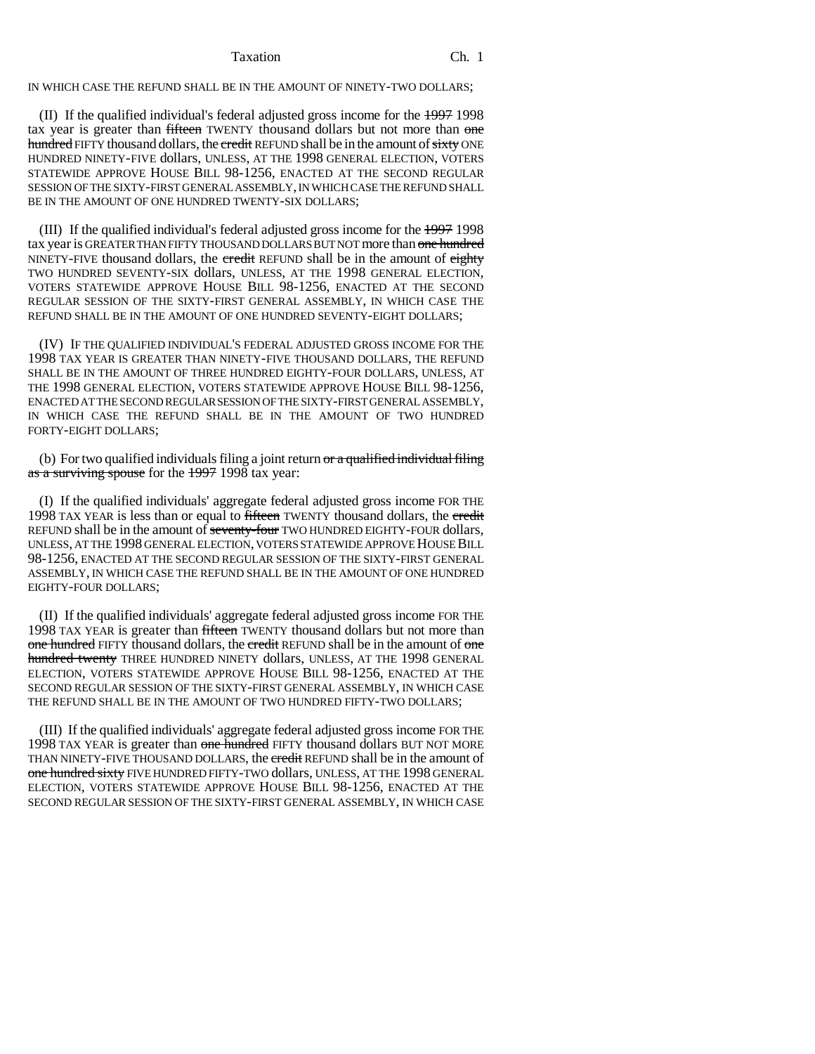IN WHICH CASE THE REFUND SHALL BE IN THE AMOUNT OF NINETY-TWO DOLLARS;

(II) If the qualified individual's federal adjusted gross income for the ~~1997~~ 1998 tax year is greater than ~~fifteen~~ TWENTY thousand dollars but not more than ~~one hundred~~ FIFTY thousand dollars, the ~~credit~~ REFUND shall be in the amount of ~~sixty~~ ONE HUNDRED NINETY-FIVE dollars, UNLESS, AT THE 1998 GENERAL ELECTION, VOTERS STATEWIDE APPROVE HOUSE BILL 98-1256, ENACTED AT THE SECOND REGULAR SESSION OF THE SIXTY-FIRST GENERAL ASSEMBLY, IN WHICH CASE THE REFUND SHALL BE IN THE AMOUNT OF ONE HUNDRED TWENTY-SIX DOLLARS;

(III) If the qualified individual's federal adjusted gross income for the ~~1997~~ 1998 tax year is GREATER THAN FIFTY THOUSAND DOLLARS BUT NOT more than ~~one hundred~~ NINETY-FIVE thousand dollars, the ~~credit~~ REFUND shall be in the amount of ~~eighty~~ TWO HUNDRED SEVENTY-SIX dollars, UNLESS, AT THE 1998 GENERAL ELECTION, VOTERS STATEWIDE APPROVE HOUSE BILL 98-1256, ENACTED AT THE SECOND REGULAR SESSION OF THE SIXTY-FIRST GENERAL ASSEMBLY, IN WHICH CASE THE REFUND SHALL BE IN THE AMOUNT OF ONE HUNDRED SEVENTY-EIGHT DOLLARS;

(IV) IF THE QUALIFIED INDIVIDUAL'S FEDERAL ADJUSTED GROSS INCOME FOR THE 1998 TAX YEAR IS GREATER THAN NINETY-FIVE THOUSAND DOLLARS, THE REFUND SHALL BE IN THE AMOUNT OF THREE HUNDRED EIGHTY-FOUR DOLLARS, UNLESS, AT THE 1998 GENERAL ELECTION, VOTERS STATEWIDE APPROVE HOUSE BILL 98-1256, ENACTED AT THE SECOND REGULAR SESSION OF THE SIXTY-FIRST GENERAL ASSEMBLY, IN WHICH CASE THE REFUND SHALL BE IN THE AMOUNT OF TWO HUNDRED FORTY-EIGHT DOLLARS;

(b) For two qualified individuals filing a joint return ~~or a qualified individual filing as a surviving spouse~~ for the ~~1997~~ 1998 tax year:

(I) If the qualified individuals' aggregate federal adjusted gross income FOR THE 1998 TAX YEAR is less than or equal to ~~fifteen~~ TWENTY thousand dollars, the ~~credit~~ REFUND shall be in the amount of ~~seventy-four~~ TWO HUNDRED EIGHTY-FOUR dollars, UNLESS, AT THE 1998 GENERAL ELECTION, VOTERS STATEWIDE APPROVE HOUSE BILL 98-1256, ENACTED AT THE SECOND REGULAR SESSION OF THE SIXTY-FIRST GENERAL ASSEMBLY, IN WHICH CASE THE REFUND SHALL BE IN THE AMOUNT OF ONE HUNDRED EIGHTY-FOUR DOLLARS;

(II) If the qualified individuals' aggregate federal adjusted gross income FOR THE 1998 TAX YEAR is greater than ~~fifteen~~ TWENTY thousand dollars but not more than ~~one hundred~~ FIFTY thousand dollars, the ~~credit~~ REFUND shall be in the amount of ~~one hundred twenty~~ THREE HUNDRED NINETY dollars, UNLESS, AT THE 1998 GENERAL ELECTION, VOTERS STATEWIDE APPROVE HOUSE BILL 98-1256, ENACTED AT THE SECOND REGULAR SESSION OF THE SIXTY-FIRST GENERAL ASSEMBLY, IN WHICH CASE THE REFUND SHALL BE IN THE AMOUNT OF TWO HUNDRED FIFTY-TWO DOLLARS;

(III) If the qualified individuals' aggregate federal adjusted gross income FOR THE 1998 TAX YEAR is greater than ~~one hundred~~ FIFTY thousand dollars BUT NOT MORE THAN NINETY-FIVE THOUSAND DOLLARS, the ~~credit~~ REFUND shall be in the amount of ~~one hundred sixty~~ FIVE HUNDRED FIFTY-TWO dollars, UNLESS, AT THE 1998 GENERAL ELECTION, VOTERS STATEWIDE APPROVE HOUSE BILL 98-1256, ENACTED AT THE SECOND REGULAR SESSION OF THE SIXTY-FIRST GENERAL ASSEMBLY, IN WHICH CASE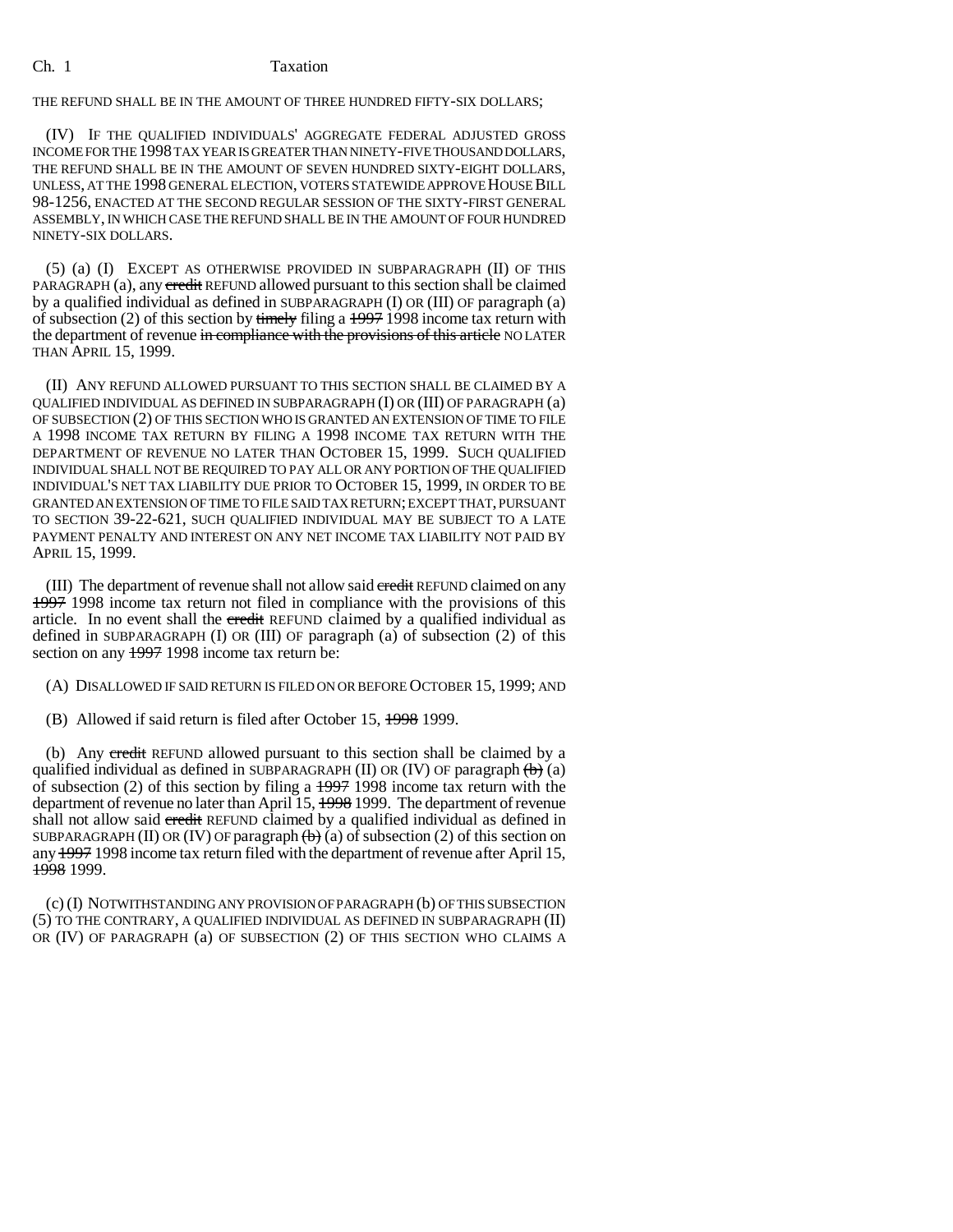THE REFUND SHALL BE IN THE AMOUNT OF THREE HUNDRED FIFTY-SIX DOLLARS;

(IV) IF THE QUALIFIED INDIVIDUALS' AGGREGATE FEDERAL ADJUSTED GROSS INCOME FOR THE 1998 TAX YEAR IS GREATER THAN NINETY-FIVE THOUSAND DOLLARS, THE REFUND SHALL BE IN THE AMOUNT OF SEVEN HUNDRED SIXTY-EIGHT DOLLARS, UNLESS, AT THE 1998 GENERAL ELECTION, VOTERS STATEWIDE APPROVE HOUSE BILL 98-1256, ENACTED AT THE SECOND REGULAR SESSION OF THE SIXTY-FIRST GENERAL ASSEMBLY, IN WHICH CASE THE REFUND SHALL BE IN THE AMOUNT OF FOUR HUNDRED NINETY-SIX DOLLARS.

(5) (a) (I) EXCEPT AS OTHERWISE PROVIDED IN SUBPARAGRAPH (II) OF THIS PARAGRAPH (a), any ~~credit~~ REFUND allowed pursuant to this section shall be claimed by a qualified individual as defined in SUBPARAGRAPH (I) OR (III) OF paragraph (a) of subsection (2) of this section by ~~timely~~ filing a ~~1997~~ 1998 income tax return with the department of revenue ~~in compliance with the provisions of this article~~ NO LATER THAN APRIL 15, 1999.

(II) ANY REFUND ALLOWED PURSUANT TO THIS SECTION SHALL BE CLAIMED BY A QUALIFIED INDIVIDUAL AS DEFINED IN SUBPARAGRAPH (I) OR (III) OF PARAGRAPH (a) OF SUBSECTION (2) OF THIS SECTION WHO IS GRANTED AN EXTENSION OF TIME TO FILE A 1998 INCOME TAX RETURN BY FILING A 1998 INCOME TAX RETURN WITH THE DEPARTMENT OF REVENUE NO LATER THAN OCTOBER 15, 1999. SUCH QUALIFIED INDIVIDUAL SHALL NOT BE REQUIRED TO PAY ALL OR ANY PORTION OF THE QUALIFIED INDIVIDUAL'S NET TAX LIABILITY DUE PRIOR TO OCTOBER 15, 1999, IN ORDER TO BE GRANTED AN EXTENSION OF TIME TO FILE SAID TAX RETURN; EXCEPT THAT, PURSUANT TO SECTION 39-22-621, SUCH QUALIFIED INDIVIDUAL MAY BE SUBJECT TO A LATE PAYMENT PENALTY AND INTEREST ON ANY NET INCOME TAX LIABILITY NOT PAID BY APRIL 15, 1999.

(III) The department of revenue shall not allow said ~~credit~~ REFUND claimed on any ~~1997~~ 1998 income tax return not filed in compliance with the provisions of this article. In no event shall the ~~credit~~ REFUND claimed by a qualified individual as defined in SUBPARAGRAPH (I) OR (III) OF paragraph (a) of subsection (2) of this section on any ~~1997~~ 1998 income tax return be:

(A) DISALLOWED IF SAID RETURN IS FILED ON OR BEFORE OCTOBER 15, 1999; AND

(B) Allowed if said return is filed after October 15, ~~1998~~ 1999.

(b) Any ~~credit~~ REFUND allowed pursuant to this section shall be claimed by a qualified individual as defined in SUBPARAGRAPH (II) OR (IV) OF paragraph ~~(b)~~ (a) of subsection (2) of this section by filing a ~~1997~~ 1998 income tax return with the department of revenue no later than April 15, ~~1998~~ 1999. The department of revenue shall not allow said ~~credit~~ REFUND claimed by a qualified individual as defined in SUBPARAGRAPH (II) OR (IV) OF paragraph ~~(b)~~ (a) of subsection (2) of this section on any ~~1997~~ 1998 income tax return filed with the department of revenue after April 15, ~~1998~~ 1999.

(c) (I) NOTWITHSTANDING ANY PROVISION OF PARAGRAPH (b) OF THIS SUBSECTION (5) TO THE CONTRARY, A QUALIFIED INDIVIDUAL AS DEFINED IN SUBPARAGRAPH (II) OR (IV) OF PARAGRAPH (a) OF SUBSECTION (2) OF THIS SECTION WHO CLAIMS A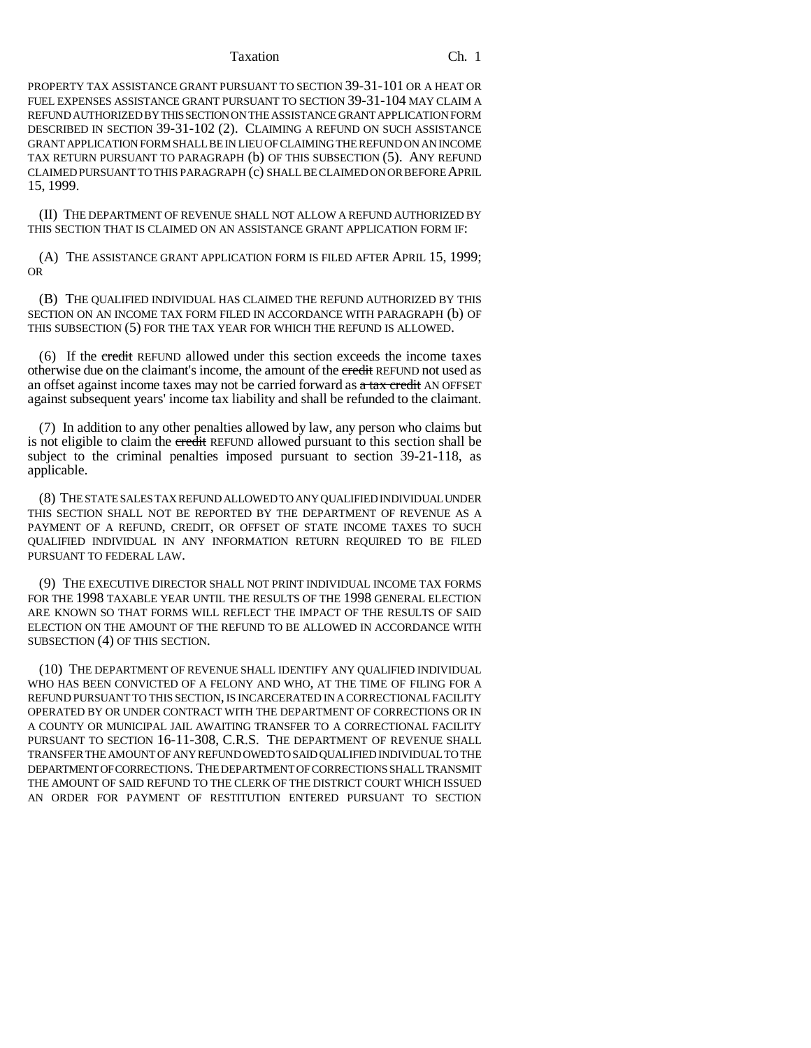PROPERTY TAX ASSISTANCE GRANT PURSUANT TO SECTION 39-31-101 OR A HEAT OR FUEL EXPENSES ASSISTANCE GRANT PURSUANT TO SECTION 39-31-104 MAY CLAIM A REFUND AUTHORIZED BY THIS SECTION ON THE ASSISTANCE GRANT APPLICATION FORM DESCRIBED IN SECTION 39-31-102 (2). CLAIMING A REFUND ON SUCH ASSISTANCE GRANT APPLICATION FORM SHALL BE IN LIEU OF CLAIMING THE REFUND ON AN INCOME TAX RETURN PURSUANT TO PARAGRAPH (b) OF THIS SUBSECTION (5). ANY REFUND CLAIMED PURSUANT TO THIS PARAGRAPH (c) SHALL BE CLAIMED ON OR BEFORE APRIL 15, 1999.

(II) THE DEPARTMENT OF REVENUE SHALL NOT ALLOW A REFUND AUTHORIZED BY THIS SECTION THAT IS CLAIMED ON AN ASSISTANCE GRANT APPLICATION FORM IF:

(A) THE ASSISTANCE GRANT APPLICATION FORM IS FILED AFTER APRIL 15, 1999; OR

(B) THE QUALIFIED INDIVIDUAL HAS CLAIMED THE REFUND AUTHORIZED BY THIS SECTION ON AN INCOME TAX FORM FILED IN ACCORDANCE WITH PARAGRAPH (b) OF THIS SUBSECTION (5) FOR THE TAX YEAR FOR WHICH THE REFUND IS ALLOWED.

(6) If the ~~credit~~ REFUND allowed under this section exceeds the income taxes otherwise due on the claimant's income, the amount of the ~~credit~~ REFUND not used as an offset against income taxes may not be carried forward as ~~a tax credit~~ AN OFFSET against subsequent years' income tax liability and shall be refunded to the claimant.

(7) In addition to any other penalties allowed by law, any person who claims but is not eligible to claim the ~~credit~~ REFUND allowed pursuant to this section shall be subject to the criminal penalties imposed pursuant to section 39-21-118, as applicable.

(8) THE STATE SALES TAX REFUND ALLOWED TO ANY QUALIFIED INDIVIDUAL UNDER THIS SECTION SHALL NOT BE REPORTED BY THE DEPARTMENT OF REVENUE AS A PAYMENT OF A REFUND, CREDIT, OR OFFSET OF STATE INCOME TAXES TO SUCH QUALIFIED INDIVIDUAL IN ANY INFORMATION RETURN REQUIRED TO BE FILED PURSUANT TO FEDERAL LAW.

(9) THE EXECUTIVE DIRECTOR SHALL NOT PRINT INDIVIDUAL INCOME TAX FORMS FOR THE 1998 TAXABLE YEAR UNTIL THE RESULTS OF THE 1998 GENERAL ELECTION ARE KNOWN SO THAT FORMS WILL REFLECT THE IMPACT OF THE RESULTS OF SAID ELECTION ON THE AMOUNT OF THE REFUND TO BE ALLOWED IN ACCORDANCE WITH SUBSECTION (4) OF THIS SECTION.

(10) THE DEPARTMENT OF REVENUE SHALL IDENTIFY ANY QUALIFIED INDIVIDUAL WHO HAS BEEN CONVICTED OF A FELONY AND WHO, AT THE TIME OF FILING FOR A REFUND PURSUANT TO THIS SECTION, IS INCARCERATED IN A CORRECTIONAL FACILITY OPERATED BY OR UNDER CONTRACT WITH THE DEPARTMENT OF CORRECTIONS OR IN A COUNTY OR MUNICIPAL JAIL AWAITING TRANSFER TO A CORRECTIONAL FACILITY PURSUANT TO SECTION 16-11-308, C.R.S. THE DEPARTMENT OF REVENUE SHALL TRANSFER THE AMOUNT OF ANY REFUND OWED TO SAID QUALIFIED INDIVIDUAL TO THE DEPARTMENT OF CORRECTIONS. THE DEPARTMENT OF CORRECTIONS SHALL TRANSMIT THE AMOUNT OF SAID REFUND TO THE CLERK OF THE DISTRICT COURT WHICH ISSUED AN ORDER FOR PAYMENT OF RESTITUTION ENTERED PURSUANT TO SECTION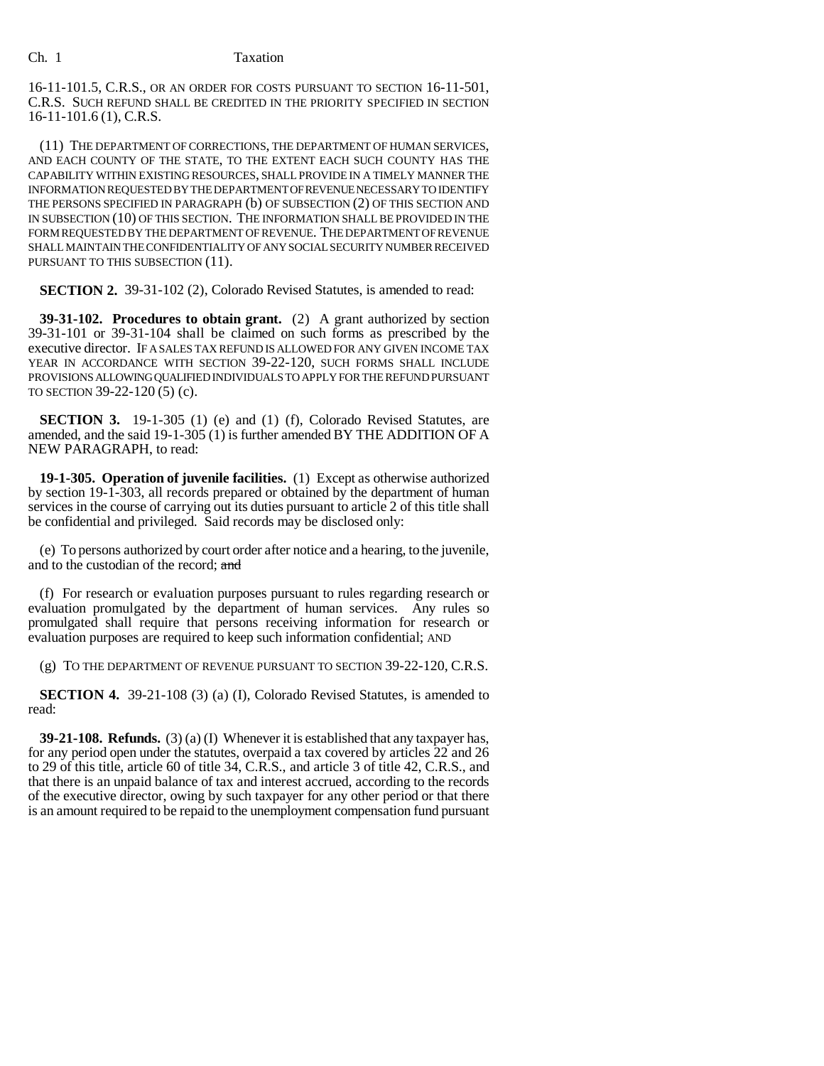16-11-101.5, C.R.S., OR AN ORDER FOR COSTS PURSUANT TO SECTION 16-11-501, C.R.S. SUCH REFUND SHALL BE CREDITED IN THE PRIORITY SPECIFIED IN SECTION 16-11-101.6 (1), C.R.S.

(11) THE DEPARTMENT OF CORRECTIONS, THE DEPARTMENT OF HUMAN SERVICES, AND EACH COUNTY OF THE STATE, TO THE EXTENT EACH SUCH COUNTY HAS THE CAPABILITY WITHIN EXISTING RESOURCES, SHALL PROVIDE IN A TIMELY MANNER THE INFORMATION REQUESTED BY THE DEPARTMENT OF REVENUE NECESSARY TO IDENTIFY THE PERSONS SPECIFIED IN PARAGRAPH (b) OF SUBSECTION (2) OF THIS SECTION AND IN SUBSECTION (10) OF THIS SECTION. THE INFORMATION SHALL BE PROVIDED IN THE FORM REQUESTED BY THE DEPARTMENT OF REVENUE. THE DEPARTMENT OF REVENUE SHALL MAINTAIN THE CONFIDENTIALITY OF ANY SOCIAL SECURITY NUMBER RECEIVED PURSUANT TO THIS SUBSECTION (11).

**SECTION 2.** 39-31-102 (2), Colorado Revised Statutes, is amended to read:

**39-31-102. Procedures to obtain grant.** (2) A grant authorized by section 39-31-101 or 39-31-104 shall be claimed on such forms as prescribed by the executive director. IF A SALES TAX REFUND IS ALLOWED FOR ANY GIVEN INCOME TAX YEAR IN ACCORDANCE WITH SECTION 39-22-120, SUCH FORMS SHALL INCLUDE PROVISIONS ALLOWING QUALIFIED INDIVIDUALS TO APPLY FOR THE REFUND PURSUANT TO SECTION 39-22-120 (5) (c).

**SECTION 3.** 19-1-305 (1) (e) and (1) (f), Colorado Revised Statutes, are amended, and the said 19-1-305 (1) is further amended BY THE ADDITION OF A NEW PARAGRAPH, to read:

**19-1-305. Operation of juvenile facilities.** (1) Except as otherwise authorized by section 19-1-303, all records prepared or obtained by the department of human services in the course of carrying out its duties pursuant to article 2 of this title shall be confidential and privileged. Said records may be disclosed only:

(e) To persons authorized by court order after notice and a hearing, to the juvenile, and to the custodian of the record; ~~and~~

(f) For research or evaluation purposes pursuant to rules regarding research or evaluation promulgated by the department of human services. Any rules so promulgated shall require that persons receiving information for research or evaluation purposes are required to keep such information confidential; AND

(g) TO THE DEPARTMENT OF REVENUE PURSUANT TO SECTION 39-22-120, C.R.S.

**SECTION 4.** 39-21-108 (3) (a) (I), Colorado Revised Statutes, is amended to read:

**39-21-108. Refunds.** (3) (a) (I) Whenever it is established that any taxpayer has, for any period open under the statutes, overpaid a tax covered by articles 22 and 26 to 29 of this title, article 60 of title 34, C.R.S., and article 3 of title 42, C.R.S., and that there is an unpaid balance of tax and interest accrued, according to the records of the executive director, owing by such taxpayer for any other period or that there is an amount required to be repaid to the unemployment compensation fund pursuant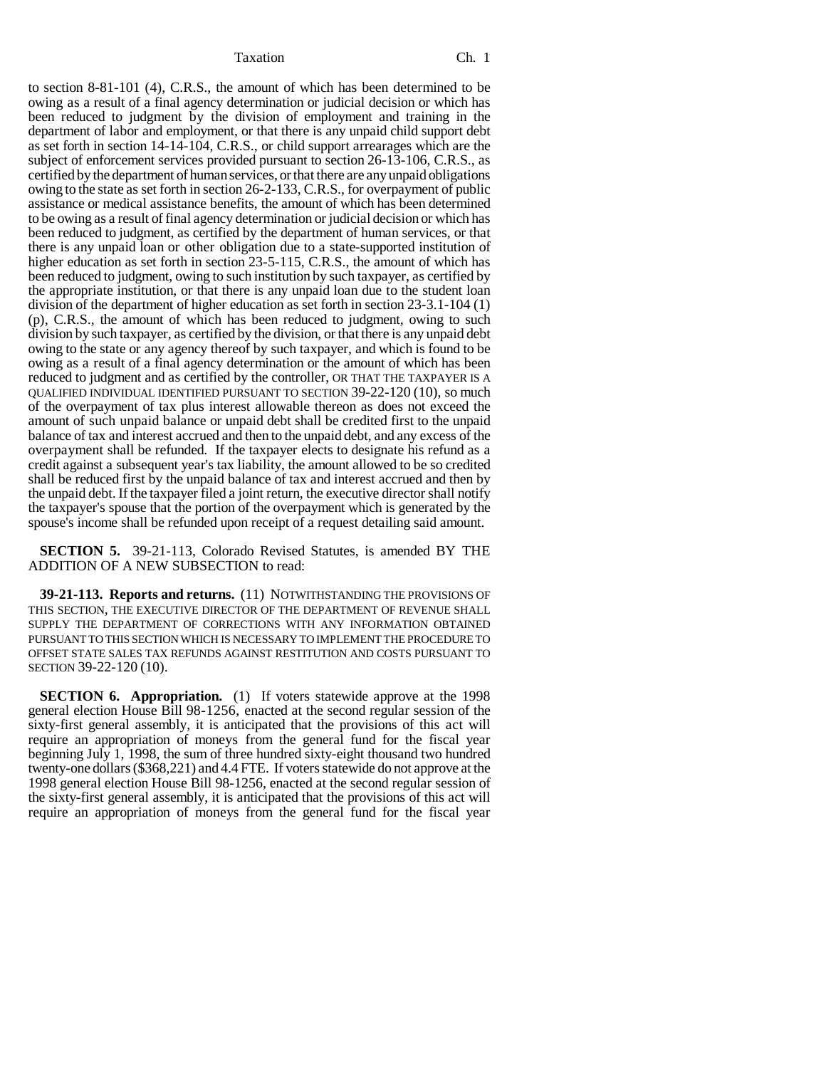to section 8-81-101 (4), C.R.S., the amount of which has been determined to be owing as a result of a final agency determination or judicial decision or which has been reduced to judgment by the division of employment and training in the department of labor and employment, or that there is any unpaid child support debt as set forth in section 14-14-104, C.R.S., or child support arrearages which are the subject of enforcement services provided pursuant to section 26-13-106, C.R.S., as certified by the department of human services, or that there are any unpaid obligations owing to the state as set forth in section 26-2-133, C.R.S., for overpayment of public assistance or medical assistance benefits, the amount of which has been determined to be owing as a result of final agency determination or judicial decision or which has been reduced to judgment, as certified by the department of human services, or that there is any unpaid loan or other obligation due to a state-supported institution of higher education as set forth in section 23-5-115, C.R.S., the amount of which has been reduced to judgment, owing to such institution by such taxpayer, as certified by the appropriate institution, or that there is any unpaid loan due to the student loan division of the department of higher education as set forth in section 23-3.1-104 (1) (p), C.R.S., the amount of which has been reduced to judgment, owing to such division by such taxpayer, as certified by the division, or that there is any unpaid debt owing to the state or any agency thereof by such taxpayer, and which is found to be owing as a result of a final agency determination or the amount of which has been reduced to judgment and as certified by the controller, OR THAT THE TAXPAYER IS A QUALIFIED INDIVIDUAL IDENTIFIED PURSUANT TO SECTION 39-22-120 (10), so much of the overpayment of tax plus interest allowable thereon as does not exceed the amount of such unpaid balance or unpaid debt shall be credited first to the unpaid balance of tax and interest accrued and then to the unpaid debt, and any excess of the overpayment shall be refunded. If the taxpayer elects to designate his refund as a credit against a subsequent year's tax liability, the amount allowed to be so credited shall be reduced first by the unpaid balance of tax and interest accrued and then by the unpaid debt. If the taxpayer filed a joint return, the executive director shall notify the taxpayer's spouse that the portion of the overpayment which is generated by the spouse's income shall be refunded upon receipt of a request detailing said amount.

**SECTION 5.** 39-21-113, Colorado Revised Statutes, is amended BY THE ADDITION OF A NEW SUBSECTION to read:

**39-21-113. Reports and returns.** (11) NOTWITHSTANDING THE PROVISIONS OF THIS SECTION, THE EXECUTIVE DIRECTOR OF THE DEPARTMENT OF REVENUE SHALL SUPPLY THE DEPARTMENT OF CORRECTIONS WITH ANY INFORMATION OBTAINED PURSUANT TO THIS SECTION WHICH IS NECESSARY TO IMPLEMENT THE PROCEDURE TO OFFSET STATE SALES TAX REFUNDS AGAINST RESTITUTION AND COSTS PURSUANT TO SECTION 39-22-120 (10).

**SECTION 6. Appropriation.** (1) If voters statewide approve at the 1998 general election House Bill 98-1256, enacted at the second regular session of the sixty-first general assembly, it is anticipated that the provisions of this act will require an appropriation of moneys from the general fund for the fiscal year beginning July 1, 1998, the sum of three hundred sixty-eight thousand two hundred twenty-one dollars ($368,221) and 4.4 FTE. If voters statewide do not approve at the 1998 general election House Bill 98-1256, enacted at the second regular session of the sixty-first general assembly, it is anticipated that the provisions of this act will require an appropriation of moneys from the general fund for the fiscal year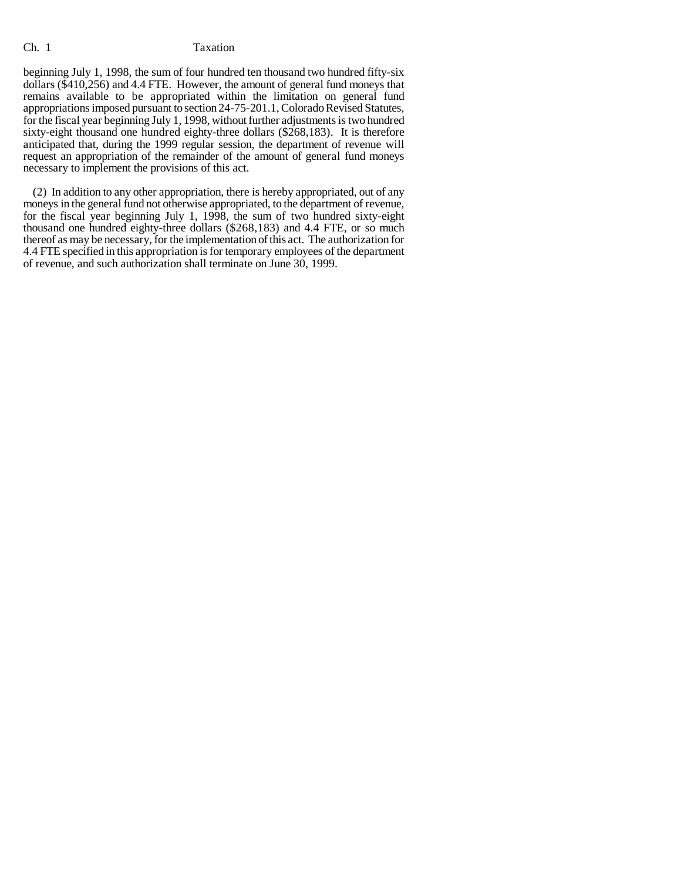beginning July 1, 1998, the sum of four hundred ten thousand two hundred fifty-six dollars ($410,256) and 4.4 FTE. However, the amount of general fund moneys that remains available to be appropriated within the limitation on general fund appropriations imposed pursuant to section 24-75-201.1, Colorado Revised Statutes, for the fiscal year beginning July 1, 1998, without further adjustments is two hundred sixty-eight thousand one hundred eighty-three dollars ($268,183). It is therefore anticipated that, during the 1999 regular session, the department of revenue will request an appropriation of the remainder of the amount of general fund moneys necessary to implement the provisions of this act.

(2) In addition to any other appropriation, there is hereby appropriated, out of any moneys in the general fund not otherwise appropriated, to the department of revenue, for the fiscal year beginning July 1, 1998, the sum of two hundred sixty-eight thousand one hundred eighty-three dollars ($268,183) and 4.4 FTE, or so much thereof as may be necessary, for the implementation of this act. The authorization for 4.4 FTE specified in this appropriation is for temporary employees of the department of revenue, and such authorization shall terminate on June 30, 1999.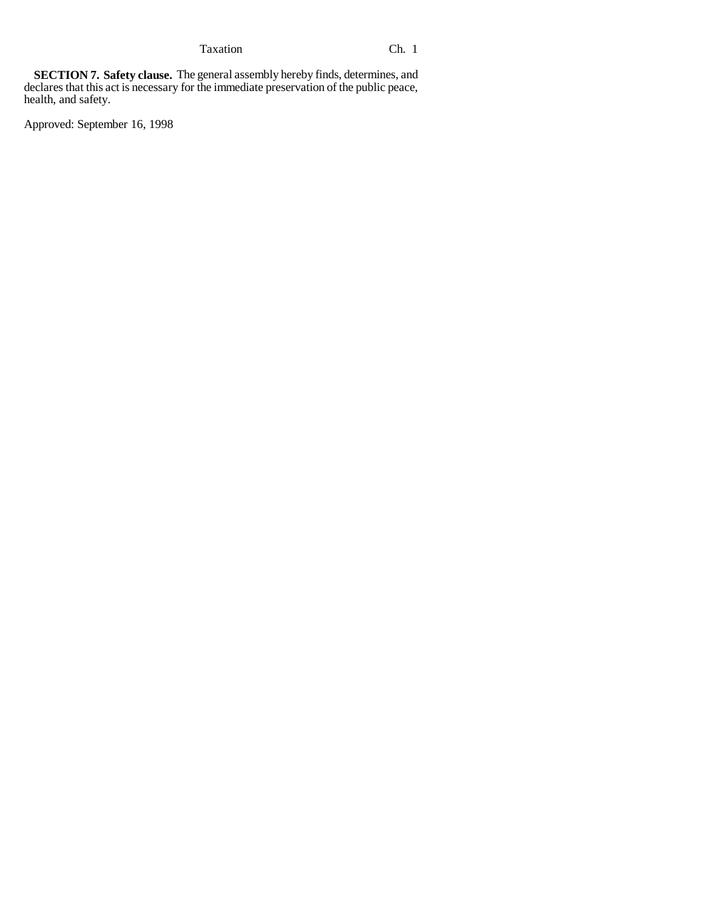**SECTION 7. Safety clause.** The general assembly hereby finds, determines, and declares that this act is necessary for the immediate preservation of the public peace, health, and safety.

Approved: September 16, 1998